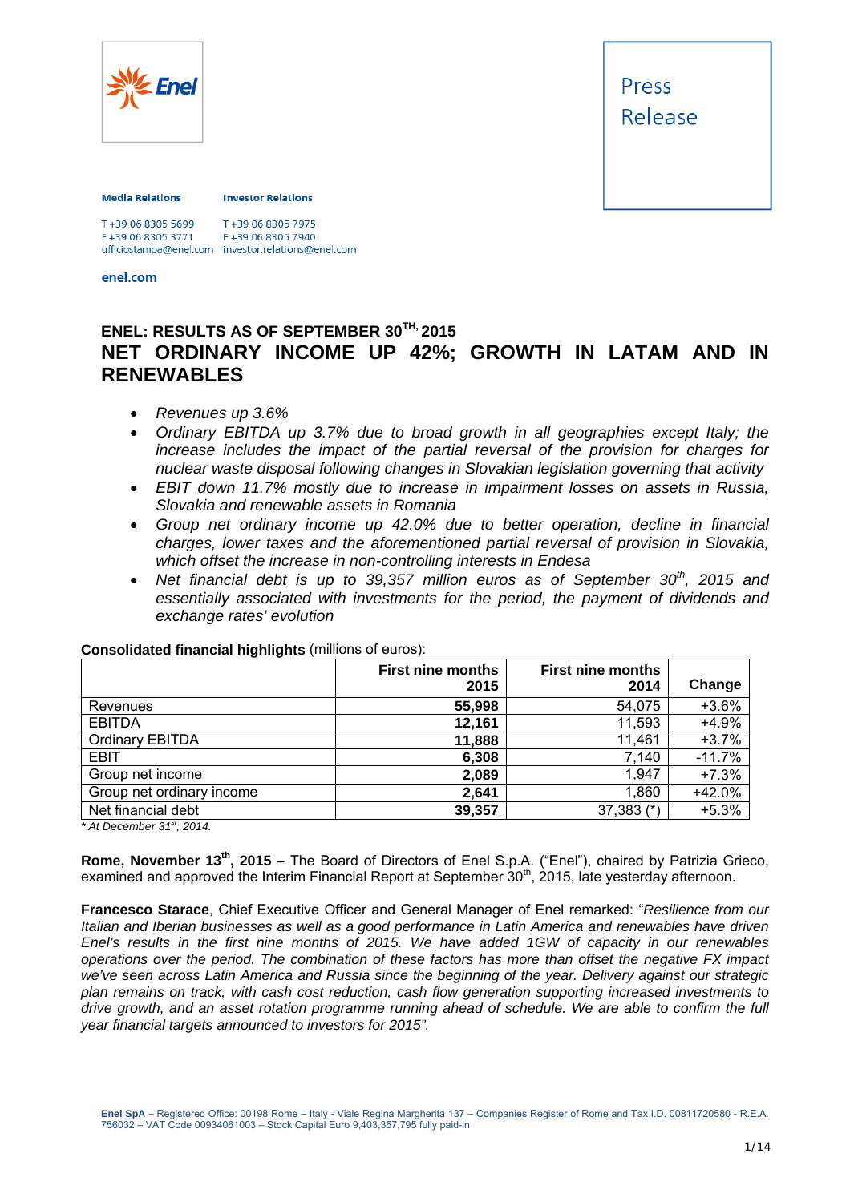Press Release

**Media Relations**

T +39 06 8305 5699
F +39 06 8305 3771
ufficiostampa@enel.com

**Investor Relations**

T +39 06 8305 7975
F +39 06 8305 7940
investor.relations@enel.com

**enel.com**

## ENEL: RESULTS AS OF SEPTEMBER 30TH, 2015

# NET ORDINARY INCOME UP 42%; GROWTH IN LATAM AND IN RENEWABLES

- *Revenues up 3.6%*
- *Ordinary EBITDA up 3.7% due to broad growth in all geographies except Italy; the increase includes the impact of the partial reversal of the provision for charges for nuclear waste disposal following changes in Slovakian legislation governing that activity*
- *EBIT down 11.7% mostly due to increase in impairment losses on assets in Russia, Slovakia and renewable assets in Romania*
- *Group net ordinary income up 42.0% due to better operation, decline in financial charges, lower taxes and the aforementioned partial reversal of provision in Slovakia, which offset the increase in non-controlling interests in Endesa*
- *Net financial debt is up to 39,357 million euros as of September 30th, 2015 and essentially associated with investments for the period, the payment of dividends and exchange rates' evolution*

**Consolidated financial highlights** (millions of euros):

| | First nine months 2015 | First nine months 2014 | Change |
|---|---|---|---|
| Revenues | **55,998** | 54,075 | +3.6% |
| EBITDA | **12,161** | 11,593 | +4.9% |
| Ordinary EBITDA | **11,888** | 11,461 | +3.7% |
| EBIT | **6,308** | 7,140 | -11.7% |
| Group net income | **2,089** | 1,947 | +7.3% |
| Group net ordinary income | **2,641** | 1,860 | +42.0% |
| Net financial debt | **39,357** | 37,383 (*) | +5.3% |

*\* At December 31st, 2014.*

**Rome, November 13th, 2015 –** The Board of Directors of Enel S.p.A. ("Enel"), chaired by Patrizia Grieco, examined and approved the Interim Financial Report at September 30th, 2015, late yesterday afternoon.

**Francesco Starace**, Chief Executive Officer and General Manager of Enel remarked: "*Resilience from our Italian and Iberian businesses as well as a good performance in Latin America and renewables have driven Enel's results in the first nine months of 2015. We have added 1GW of capacity in our renewables operations over the period. The combination of these factors has more than offset the negative FX impact we've seen across Latin America and Russia since the beginning of the year. Delivery against our strategic plan remains on track, with cash cost reduction, cash flow generation supporting increased investments to drive growth, and an asset rotation programme running ahead of schedule. We are able to confirm the full year financial targets announced to investors for 2015*".

**Enel SpA** – Registered Office: 00198 Rome – Italy - Viale Regina Margherita 137 – Companies Register of Rome and Tax I.D. 00811720580 - R.E.A. 756032 – VAT Code 00934061003 – Stock Capital Euro 9,403,357,795 fully paid-in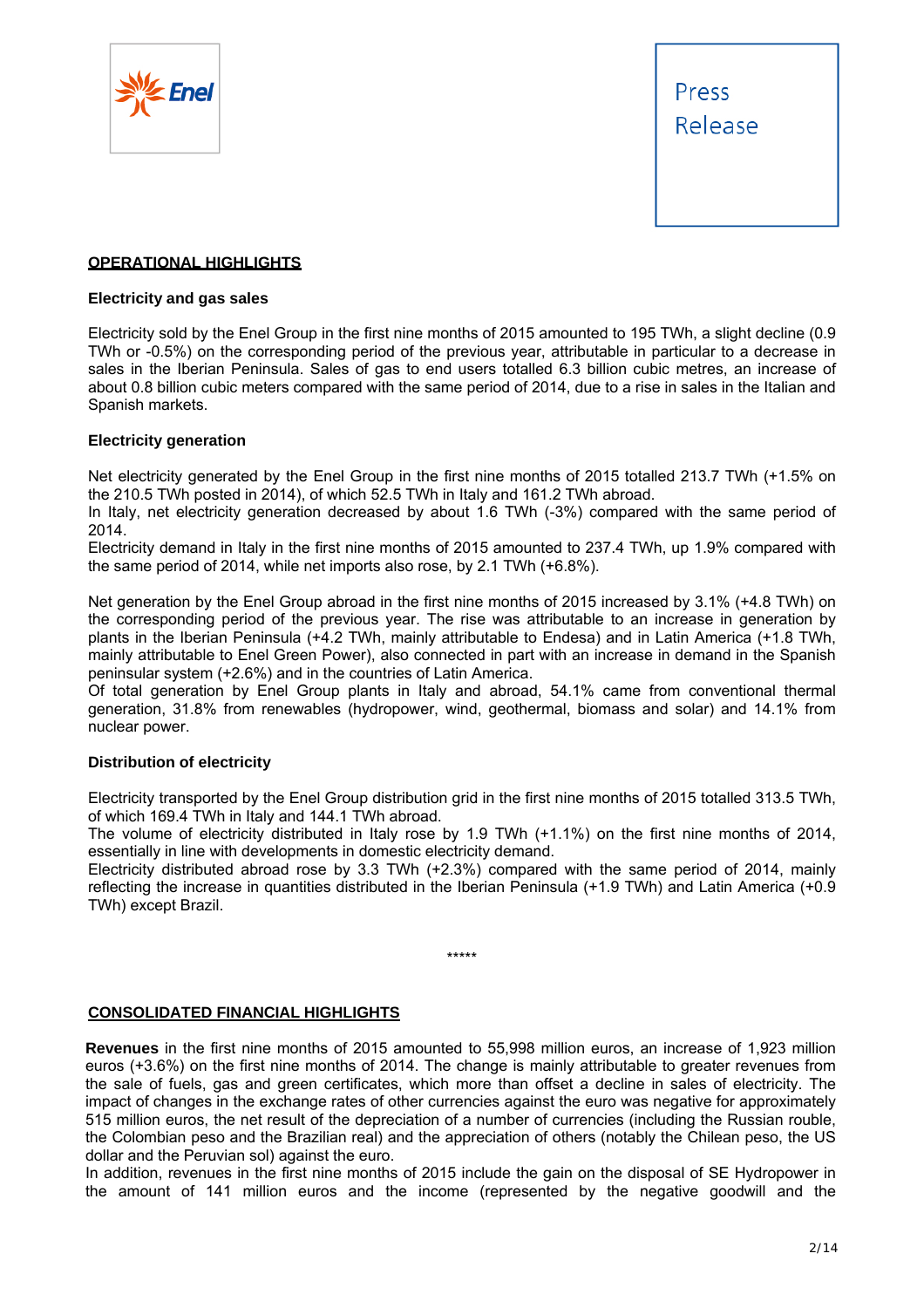## OPERATIONAL HIGHLIGHTS

### Electricity and gas sales

Electricity sold by the Enel Group in the first nine months of 2015 amounted to 195 TWh, a slight decline (0.9 TWh or -0.5%) on the corresponding period of the previous year, attributable in particular to a decrease in sales in the Iberian Peninsula. Sales of gas to end users totalled 6.3 billion cubic metres, an increase of about 0.8 billion cubic meters compared with the same period of 2014, due to a rise in sales in the Italian and Spanish markets.

### Electricity generation

Net electricity generated by the Enel Group in the first nine months of 2015 totalled 213.7 TWh (+1.5% on the 210.5 TWh posted in 2014), of which 52.5 TWh in Italy and 161.2 TWh abroad.
In Italy, net electricity generation decreased by about 1.6 TWh (-3%) compared with the same period of 2014.
Electricity demand in Italy in the first nine months of 2015 amounted to 237.4 TWh, up 1.9% compared with the same period of 2014, while net imports also rose, by 2.1 TWh (+6.8%).

Net generation by the Enel Group abroad in the first nine months of 2015 increased by 3.1% (+4.8 TWh) on the corresponding period of the previous year. The rise was attributable to an increase in generation by plants in the Iberian Peninsula (+4.2 TWh, mainly attributable to Endesa) and in Latin America (+1.8 TWh, mainly attributable to Enel Green Power), also connected in part with an increase in demand in the Spanish peninsular system (+2.6%) and in the countries of Latin America.
Of total generation by Enel Group plants in Italy and abroad, 54.1% came from conventional thermal generation, 31.8% from renewables (hydropower, wind, geothermal, biomass and solar) and 14.1% from nuclear power.

### Distribution of electricity

Electricity transported by the Enel Group distribution grid in the first nine months of 2015 totalled 313.5 TWh, of which 169.4 TWh in Italy and 144.1 TWh abroad.
The volume of electricity distributed in Italy rose by 1.9 TWh (+1.1%) on the first nine months of 2014, essentially in line with developments in domestic electricity demand.
Electricity distributed abroad rose by 3.3 TWh (+2.3%) compared with the same period of 2014, mainly reflecting the increase in quantities distributed in the Iberian Peninsula (+1.9 TWh) and Latin America (+0.9 TWh) except Brazil.

*****

## CONSOLIDATED FINANCIAL HIGHLIGHTS

**Revenues** in the first nine months of 2015 amounted to 55,998 million euros, an increase of 1,923 million euros (+3.6%) on the first nine months of 2014. The change is mainly attributable to greater revenues from the sale of fuels, gas and green certificates, which more than offset a decline in sales of electricity. The impact of changes in the exchange rates of other currencies against the euro was negative for approximately 515 million euros, the net result of the depreciation of a number of currencies (including the Russian rouble, the Colombian peso and the Brazilian real) and the appreciation of others (notably the Chilean peso, the US dollar and the Peruvian sol) against the euro.
In addition, revenues in the first nine months of 2015 include the gain on the disposal of SE Hydropower in the amount of 141 million euros and the income (represented by the negative goodwill and the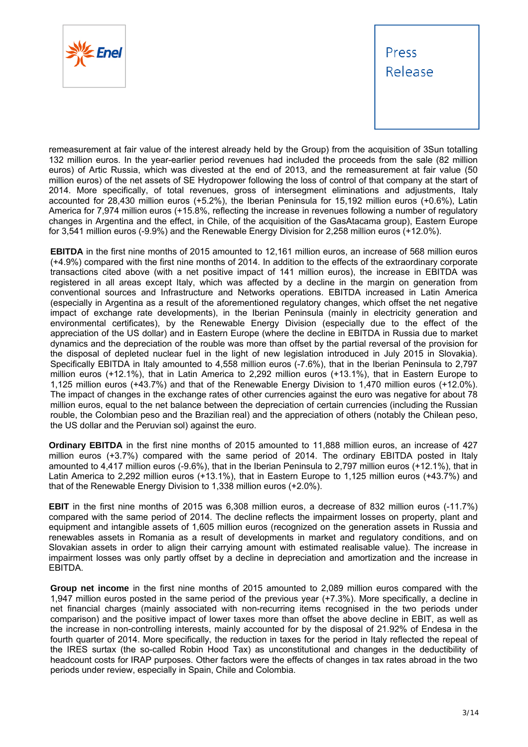remeasurement at fair value of the interest already held by the Group) from the acquisition of 3Sun totalling 132 million euros. In the year-earlier period revenues had included the proceeds from the sale (82 million euros) of Artic Russia, which was divested at the end of 2013, and the remeasurement at fair value (50 million euros) of the net assets of SE Hydropower following the loss of control of that company at the start of 2014. More specifically, of total revenues, gross of intersegment eliminations and adjustments, Italy accounted for 28,430 million euros (+5.2%), the Iberian Peninsula for 15,192 million euros (+0.6%), Latin America for 7,974 million euros (+15.8%, reflecting the increase in revenues following a number of regulatory changes in Argentina and the effect, in Chile, of the acquisition of the GasAtacama group), Eastern Europe for 3,541 million euros (-9.9%) and the Renewable Energy Division for 2,258 million euros (+12.0%).

**EBITDA** in the first nine months of 2015 amounted to 12,161 million euros, an increase of 568 million euros (+4.9%) compared with the first nine months of 2014. In addition to the effects of the extraordinary corporate transactions cited above (with a net positive impact of 141 million euros), the increase in EBITDA was registered in all areas except Italy, which was affected by a decline in the margin on generation from conventional sources and Infrastructure and Networks operations. EBITDA increased in Latin America (especially in Argentina as a result of the aforementioned regulatory changes, which offset the net negative impact of exchange rate developments), in the Iberian Peninsula (mainly in electricity generation and environmental certificates), by the Renewable Energy Division (especially due to the effect of the appreciation of the US dollar) and in Eastern Europe (where the decline in EBITDA in Russia due to market dynamics and the depreciation of the rouble was more than offset by the partial reversal of the provision for the disposal of depleted nuclear fuel in the light of new legislation introduced in July 2015 in Slovakia). Specifically EBITDA in Italy amounted to 4,558 million euros (-7.6%), that in the Iberian Peninsula to 2,797 million euros (+12.1%), that in Latin America to 2,292 million euros (+13.1%), that in Eastern Europe to 1,125 million euros (+43.7%) and that of the Renewable Energy Division to 1,470 million euros (+12.0%). The impact of changes in the exchange rates of other currencies against the euro was negative for about 78 million euros, equal to the net balance between the depreciation of certain currencies (including the Russian rouble, the Colombian peso and the Brazilian real) and the appreciation of others (notably the Chilean peso, the US dollar and the Peruvian sol) against the euro.

**Ordinary EBITDA** in the first nine months of 2015 amounted to 11,888 million euros, an increase of 427 million euros (+3.7%) compared with the same period of 2014. The ordinary EBITDA posted in Italy amounted to 4,417 million euros (-9.6%), that in the Iberian Peninsula to 2,797 million euros (+12.1%), that in Latin America to 2,292 million euros (+13.1%), that in Eastern Europe to 1,125 million euros (+43.7%) and that of the Renewable Energy Division to 1,338 million euros (+2.0%).

**EBIT** in the first nine months of 2015 was 6,308 million euros, a decrease of 832 million euros (-11.7%) compared with the same period of 2014. The decline reflects the impairment losses on property, plant and equipment and intangible assets of 1,605 million euros (recognized on the generation assets in Russia and renewables assets in Romania as a result of developments in market and regulatory conditions, and on Slovakian assets in order to align their carrying amount with estimated realisable value). The increase in impairment losses was only partly offset by a decline in depreciation and amortization and the increase in EBITDA.

**Group net income** in the first nine months of 2015 amounted to 2,089 million euros compared with the 1,947 million euros posted in the same period of the previous year (+7.3%). More specifically, a decline in net financial charges (mainly associated with non-recurring items recognised in the two periods under comparison) and the positive impact of lower taxes more than offset the above decline in EBIT, as well as the increase in non-controlling interests, mainly accounted for by the disposal of 21.92% of Endesa in the fourth quarter of 2014. More specifically, the reduction in taxes for the period in Italy reflected the repeal of the IRES surtax (the so-called Robin Hood Tax) as unconstitutional and changes in the deductibility of headcount costs for IRAP purposes. Other factors were the effects of changes in tax rates abroad in the two periods under review, especially in Spain, Chile and Colombia.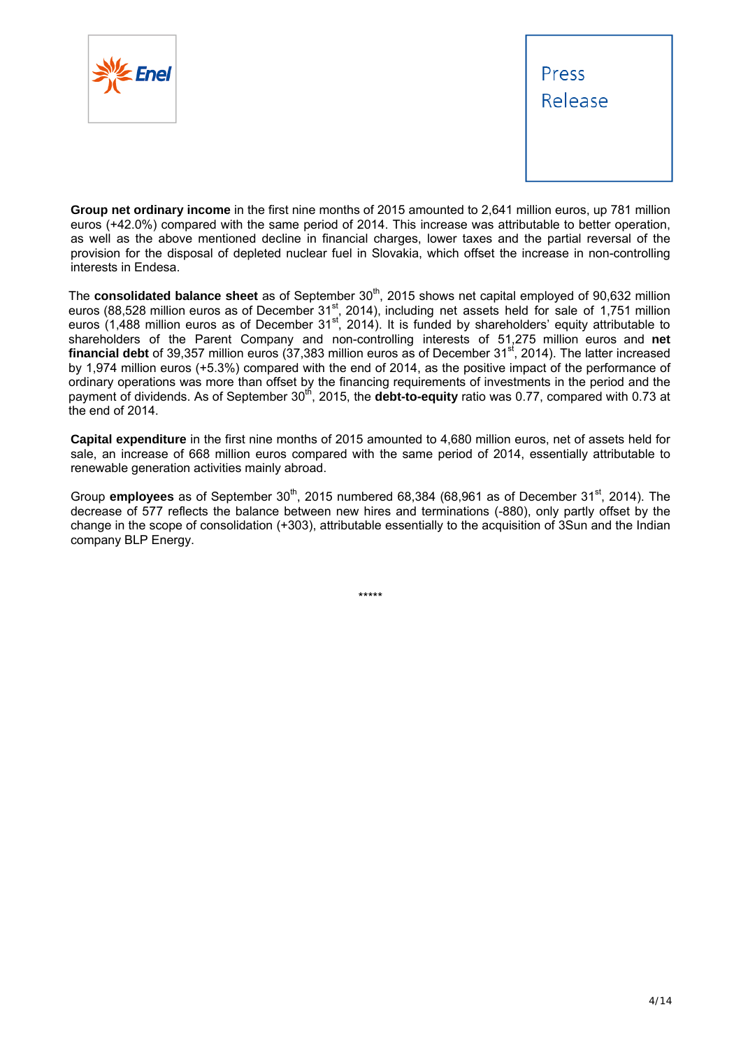**Group net ordinary income** in the first nine months of 2015 amounted to 2,641 million euros, up 781 million euros (+42.0%) compared with the same period of 2014. This increase was attributable to better operation, as well as the above mentioned decline in financial charges, lower taxes and the partial reversal of the provision for the disposal of depleted nuclear fuel in Slovakia, which offset the increase in non-controlling interests in Endesa.

The **consolidated balance sheet** as of September 30th, 2015 shows net capital employed of 90,632 million euros (88,528 million euros as of December 31st, 2014), including net assets held for sale of 1,751 million euros (1,488 million euros as of December 31st, 2014). It is funded by shareholders' equity attributable to shareholders of the Parent Company and non-controlling interests of 51,275 million euros and **net financial debt** of 39,357 million euros (37,383 million euros as of December 31st, 2014). The latter increased by 1,974 million euros (+5.3%) compared with the end of 2014, as the positive impact of the performance of ordinary operations was more than offset by the financing requirements of investments in the period and the payment of dividends. As of September 30th, 2015, the **debt-to-equity** ratio was 0.77, compared with 0.73 at the end of 2014.

**Capital expenditure** in the first nine months of 2015 amounted to 4,680 million euros, net of assets held for sale, an increase of 668 million euros compared with the same period of 2014, essentially attributable to renewable generation activities mainly abroad.

Group **employees** as of September 30th, 2015 numbered 68,384 (68,961 as of December 31st, 2014). The decrease of 577 reflects the balance between new hires and terminations (-880), only partly offset by the change in the scope of consolidation (+303), attributable essentially to the acquisition of 3Sun and the Indian company BLP Energy.

*****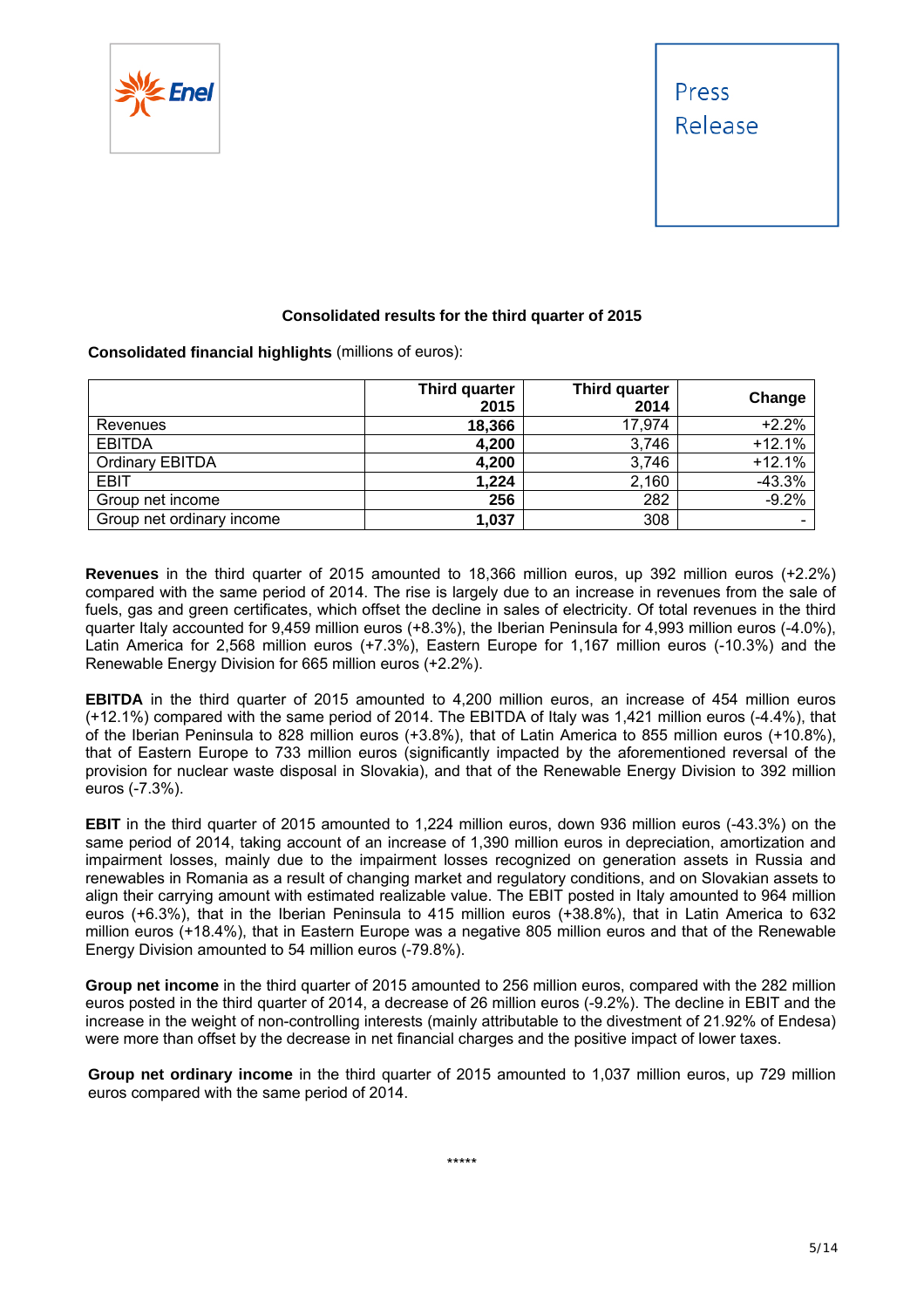### Consolidated results for the third quarter of 2015

**Consolidated financial highlights** (millions of euros):

| | Third quarter 2015 | Third quarter 2014 | Change |
|---|---|---|---|
| Revenues | **18,366** | 17,974 | +2.2% |
| EBITDA | **4,200** | 3,746 | +12.1% |
| Ordinary EBITDA | **4,200** | 3,746 | +12.1% |
| EBIT | **1,224** | 2,160 | -43.3% |
| Group net income | **256** | 282 | -9.2% |
| Group net ordinary income | **1,037** | 308 | - |

**Revenues** in the third quarter of 2015 amounted to 18,366 million euros, up 392 million euros (+2.2%) compared with the same period of 2014. The rise is largely due to an increase in revenues from the sale of fuels, gas and green certificates, which offset the decline in sales of electricity. Of total revenues in the third quarter Italy accounted for 9,459 million euros (+8.3%), the Iberian Peninsula for 4,993 million euros (-4.0%), Latin America for 2,568 million euros (+7.3%), Eastern Europe for 1,167 million euros (-10.3%) and the Renewable Energy Division for 665 million euros (+2.2%).

**EBITDA** in the third quarter of 2015 amounted to 4,200 million euros, an increase of 454 million euros (+12.1%) compared with the same period of 2014. The EBITDA of Italy was 1,421 million euros (-4.4%), that of the Iberian Peninsula to 828 million euros (+3.8%), that of Latin America to 855 million euros (+10.8%), that of Eastern Europe to 733 million euros (significantly impacted by the aforementioned reversal of the provision for nuclear waste disposal in Slovakia), and that of the Renewable Energy Division to 392 million euros (-7.3%).

**EBIT** in the third quarter of 2015 amounted to 1,224 million euros, down 936 million euros (-43.3%) on the same period of 2014, taking account of an increase of 1,390 million euros in depreciation, amortization and impairment losses, mainly due to the impairment losses recognized on generation assets in Russia and renewables in Romania as a result of changing market and regulatory conditions, and on Slovakian assets to align their carrying amount with estimated realizable value. The EBIT posted in Italy amounted to 964 million euros (+6.3%), that in the Iberian Peninsula to 415 million euros (+38.8%), that in Latin America to 632 million euros (+18.4%), that in Eastern Europe was a negative 805 million euros and that of the Renewable Energy Division amounted to 54 million euros (-79.8%).

**Group net income** in the third quarter of 2015 amounted to 256 million euros, compared with the 282 million euros posted in the third quarter of 2014, a decrease of 26 million euros (-9.2%). The decline in EBIT and the increase in the weight of non-controlling interests (mainly attributable to the divestment of 21.92% of Endesa) were more than offset by the decrease in net financial charges and the positive impact of lower taxes.

**Group net ordinary income** in the third quarter of 2015 amounted to 1,037 million euros, up 729 million euros compared with the same period of 2014.

*****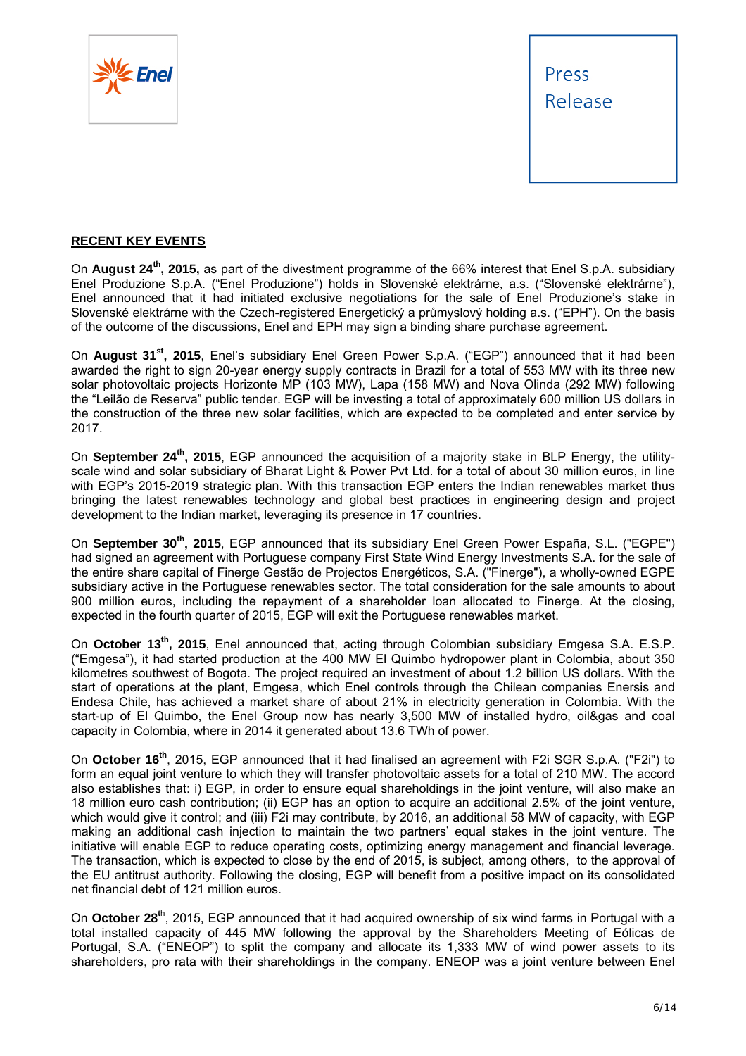## RECENT KEY EVENTS

On **August 24th, 2015,** as part of the divestment programme of the 66% interest that Enel S.p.A. subsidiary Enel Produzione S.p.A. ("Enel Produzione") holds in Slovenské elektrárne, a.s. ("Slovenské elektrárne"), Enel announced that it had initiated exclusive negotiations for the sale of Enel Produzione's stake in Slovenské elektrárne with the Czech-registered Energetický a průmyslový holding a.s. ("EPH"). On the basis of the outcome of the discussions, Enel and EPH may sign a binding share purchase agreement.

On **August 31st, 2015**, Enel's subsidiary Enel Green Power S.p.A. ("EGP") announced that it had been awarded the right to sign 20-year energy supply contracts in Brazil for a total of 553 MW with its three new solar photovoltaic projects Horizonte MP (103 MW), Lapa (158 MW) and Nova Olinda (292 MW) following the "Leilão de Reserva" public tender. EGP will be investing a total of approximately 600 million US dollars in the construction of the three new solar facilities, which are expected to be completed and enter service by 2017.

On **September 24th, 2015**, EGP announced the acquisition of a majority stake in BLP Energy, the utility-scale wind and solar subsidiary of Bharat Light & Power Pvt Ltd. for a total of about 30 million euros, in line with EGP's 2015-2019 strategic plan. With this transaction EGP enters the Indian renewables market thus bringing the latest renewables technology and global best practices in engineering design and project development to the Indian market, leveraging its presence in 17 countries.

On **September 30th, 2015**, EGP announced that its subsidiary Enel Green Power España, S.L. ("EGPE") had signed an agreement with Portuguese company First State Wind Energy Investments S.A. for the sale of the entire share capital of Finerge Gestão de Projectos Energéticos, S.A. ("Finerge"), a wholly-owned EGPE subsidiary active in the Portuguese renewables sector. The total consideration for the sale amounts to about 900 million euros, including the repayment of a shareholder loan allocated to Finerge. At the closing, expected in the fourth quarter of 2015, EGP will exit the Portuguese renewables market.

On **October 13th, 2015**, Enel announced that, acting through Colombian subsidiary Emgesa S.A. E.S.P. ("Emgesa"), it had started production at the 400 MW El Quimbo hydropower plant in Colombia, about 350 kilometres southwest of Bogota. The project required an investment of about 1.2 billion US dollars. With the start of operations at the plant, Emgesa, which Enel controls through the Chilean companies Enersis and Endesa Chile, has achieved a market share of about 21% in electricity generation in Colombia. With the start-up of El Quimbo, the Enel Group now has nearly 3,500 MW of installed hydro, oil&gas and coal capacity in Colombia, where in 2014 it generated about 13.6 TWh of power.

On **October 16th**, 2015, EGP announced that it had finalised an agreement with F2i SGR S.p.A. ("F2i") to form an equal joint venture to which they will transfer photovoltaic assets for a total of 210 MW. The accord also establishes that: i) EGP, in order to ensure equal shareholdings in the joint venture, will also make an 18 million euro cash contribution; (ii) EGP has an option to acquire an additional 2.5% of the joint venture, which would give it control; and (iii) F2i may contribute, by 2016, an additional 58 MW of capacity, with EGP making an additional cash injection to maintain the two partners' equal stakes in the joint venture. The initiative will enable EGP to reduce operating costs, optimizing energy management and financial leverage. The transaction, which is expected to close by the end of 2015, is subject, among others, to the approval of the EU antitrust authority. Following the closing, EGP will benefit from a positive impact on its consolidated net financial debt of 121 million euros.

On **October 28th**, 2015, EGP announced that it had acquired ownership of six wind farms in Portugal with a total installed capacity of 445 MW following the approval by the Shareholders Meeting of Eólicas de Portugal, S.A. ("ENEOP") to split the company and allocate its 1,333 MW of wind power assets to its shareholders, pro rata with their shareholdings in the company. ENEOP was a joint venture between Enel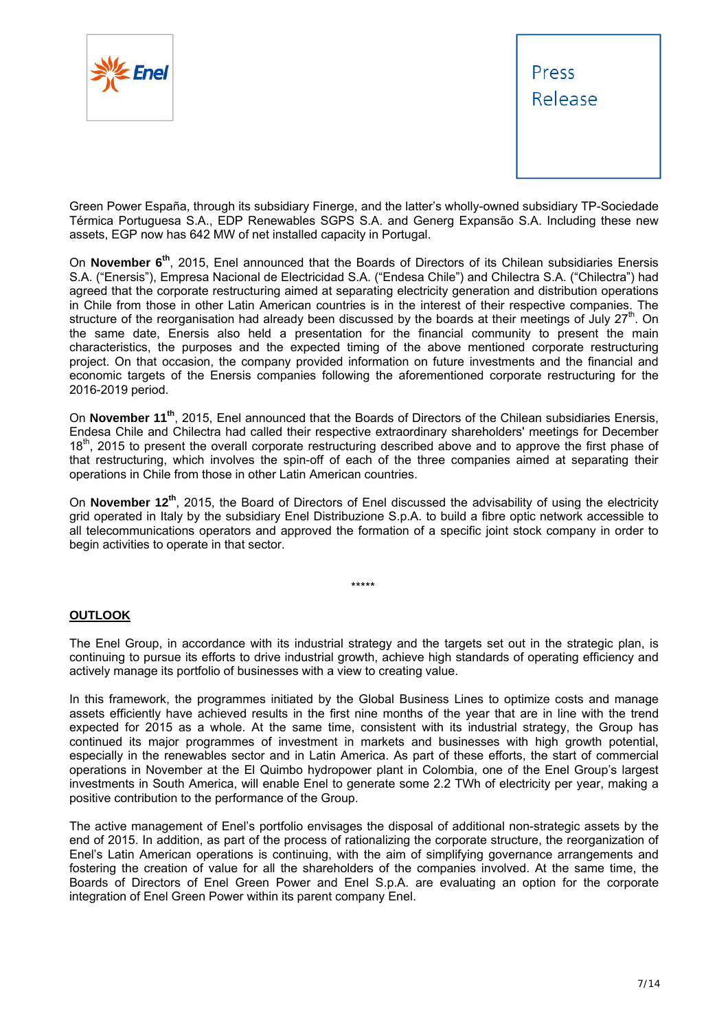Green Power España, through its subsidiary Finerge, and the latter's wholly-owned subsidiary TP-Sociedade Térmica Portuguesa S.A., EDP Renewables SGPS S.A. and Generg Expansão S.A. Including these new assets, EGP now has 642 MW of net installed capacity in Portugal.

On **November 6th**, 2015, Enel announced that the Boards of Directors of its Chilean subsidiaries Enersis S.A. ("Enersis"), Empresa Nacional de Electricidad S.A. ("Endesa Chile") and Chilectra S.A. ("Chilectra") had agreed that the corporate restructuring aimed at separating electricity generation and distribution operations in Chile from those in other Latin American countries is in the interest of their respective companies. The structure of the reorganisation had already been discussed by the boards at their meetings of July 27th. On the same date, Enersis also held a presentation for the financial community to present the main characteristics, the purposes and the expected timing of the above mentioned corporate restructuring project. On that occasion, the company provided information on future investments and the financial and economic targets of the Enersis companies following the aforementioned corporate restructuring for the 2016-2019 period.

On **November 11th**, 2015, Enel announced that the Boards of Directors of the Chilean subsidiaries Enersis, Endesa Chile and Chilectra had called their respective extraordinary shareholders' meetings for December 18th, 2015 to present the overall corporate restructuring described above and to approve the first phase of that restructuring, which involves the spin-off of each of the three companies aimed at separating their operations in Chile from those in other Latin American countries.

On **November 12th**, 2015, the Board of Directors of Enel discussed the advisability of using the electricity grid operated in Italy by the subsidiary Enel Distribuzione S.p.A. to build a fibre optic network accessible to all telecommunications operators and approved the formation of a specific joint stock company in order to begin activities to operate in that sector.

*****

## OUTLOOK

The Enel Group, in accordance with its industrial strategy and the targets set out in the strategic plan, is continuing to pursue its efforts to drive industrial growth, achieve high standards of operating efficiency and actively manage its portfolio of businesses with a view to creating value.

In this framework, the programmes initiated by the Global Business Lines to optimize costs and manage assets efficiently have achieved results in the first nine months of the year that are in line with the trend expected for 2015 as a whole. At the same time, consistent with its industrial strategy, the Group has continued its major programmes of investment in markets and businesses with high growth potential, especially in the renewables sector and in Latin America. As part of these efforts, the start of commercial operations in November at the El Quimbo hydropower plant in Colombia, one of the Enel Group's largest investments in South America, will enable Enel to generate some 2.2 TWh of electricity per year, making a positive contribution to the performance of the Group.

The active management of Enel's portfolio envisages the disposal of additional non-strategic assets by the end of 2015. In addition, as part of the process of rationalizing the corporate structure, the reorganization of Enel's Latin American operations is continuing, with the aim of simplifying governance arrangements and fostering the creation of value for all the shareholders of the companies involved. At the same time, the Boards of Directors of Enel Green Power and Enel S.p.A. are evaluating an option for the corporate integration of Enel Green Power within its parent company Enel.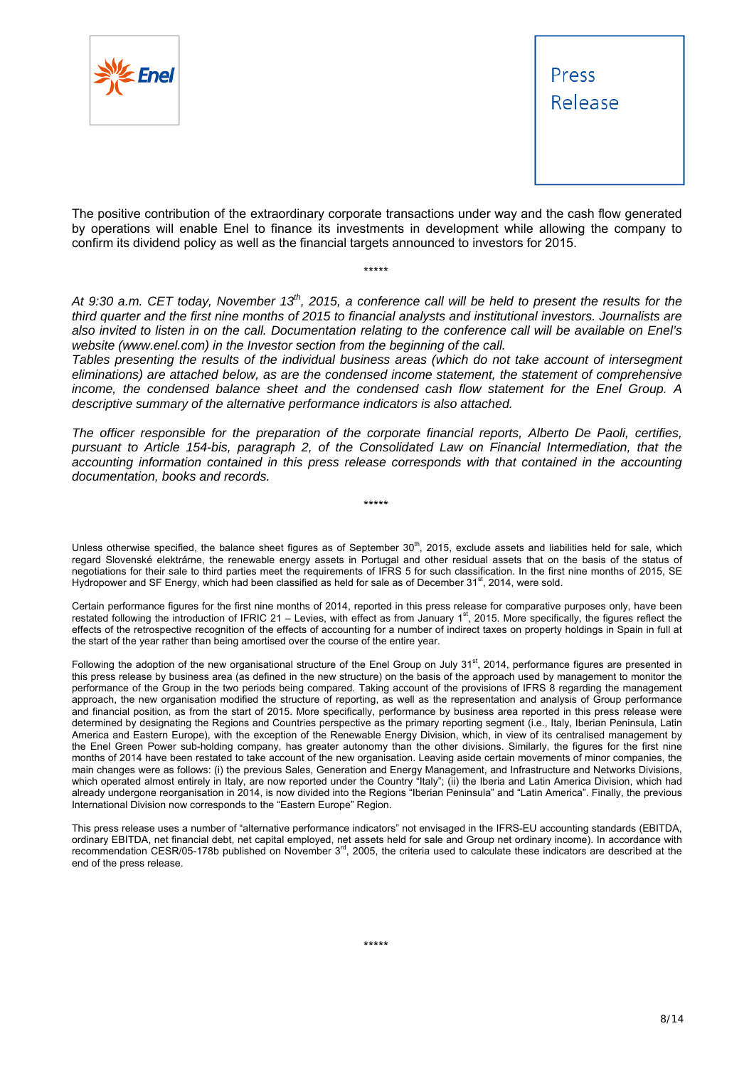The positive contribution of the extraordinary corporate transactions under way and the cash flow generated by operations will enable Enel to finance its investments in development while allowing the company to confirm its dividend policy as well as the financial targets announced to investors for 2015.

*****

*At 9:30 a.m. CET today, November 13th, 2015, a conference call will be held to present the results for the third quarter and the first nine months of 2015 to financial analysts and institutional investors. Journalists are also invited to listen in on the call. Documentation relating to the conference call will be available on Enel's website (www.enel.com) in the Investor section from the beginning of the call.*

*Tables presenting the results of the individual business areas (which do not take account of intersegment eliminations) are attached below, as are the condensed income statement, the statement of comprehensive income, the condensed balance sheet and the condensed cash flow statement for the Enel Group. A descriptive summary of the alternative performance indicators is also attached.*

*The officer responsible for the preparation of the corporate financial reports, Alberto De Paoli, certifies, pursuant to Article 154-bis, paragraph 2, of the Consolidated Law on Financial Intermediation, that the accounting information contained in this press release corresponds with that contained in the accounting documentation, books and records.*

*****

Unless otherwise specified, the balance sheet figures as of September 30th, 2015, exclude assets and liabilities held for sale, which regard Slovenské elektrárne, the renewable energy assets in Portugal and other residual assets that on the basis of the status of negotiations for their sale to third parties meet the requirements of IFRS 5 for such classification. In the first nine months of 2015, SE Hydropower and SF Energy, which had been classified as held for sale as of December 31st, 2014, were sold.

Certain performance figures for the first nine months of 2014, reported in this press release for comparative purposes only, have been restated following the introduction of IFRIC 21 – Levies, with effect as from January 1st, 2015. More specifically, the figures reflect the effects of the retrospective recognition of the effects of accounting for a number of indirect taxes on property holdings in Spain in full at the start of the year rather than being amortised over the course of the entire year.

Following the adoption of the new organisational structure of the Enel Group on July 31st, 2014, performance figures are presented in this press release by business area (as defined in the new structure) on the basis of the approach used by management to monitor the performance of the Group in the two periods being compared. Taking account of the provisions of IFRS 8 regarding the management approach, the new organisation modified the structure of reporting, as well as the representation and analysis of Group performance and financial position, as from the start of 2015. More specifically, performance by business area reported in this press release were determined by designating the Regions and Countries perspective as the primary reporting segment (i.e., Italy, Iberian Peninsula, Latin America and Eastern Europe), with the exception of the Renewable Energy Division, which, in view of its centralised management by the Enel Green Power sub-holding company, has greater autonomy than the other divisions. Similarly, the figures for the first nine months of 2014 have been restated to take account of the new organisation. Leaving aside certain movements of minor companies, the main changes were as follows: (i) the previous Sales, Generation and Energy Management, and Infrastructure and Networks Divisions, which operated almost entirely in Italy, are now reported under the Country "Italy"; (ii) the Iberia and Latin America Division, which had already undergone reorganisation in 2014, is now divided into the Regions "Iberian Peninsula" and "Latin America". Finally, the previous International Division now corresponds to the "Eastern Europe" Region.

This press release uses a number of "alternative performance indicators" not envisaged in the IFRS-EU accounting standards (EBITDA, ordinary EBITDA, net financial debt, net capital employed, net assets held for sale and Group net ordinary income). In accordance with recommendation CESR/05-178b published on November 3rd, 2005, the criteria used to calculate these indicators are described at the end of the press release.

*****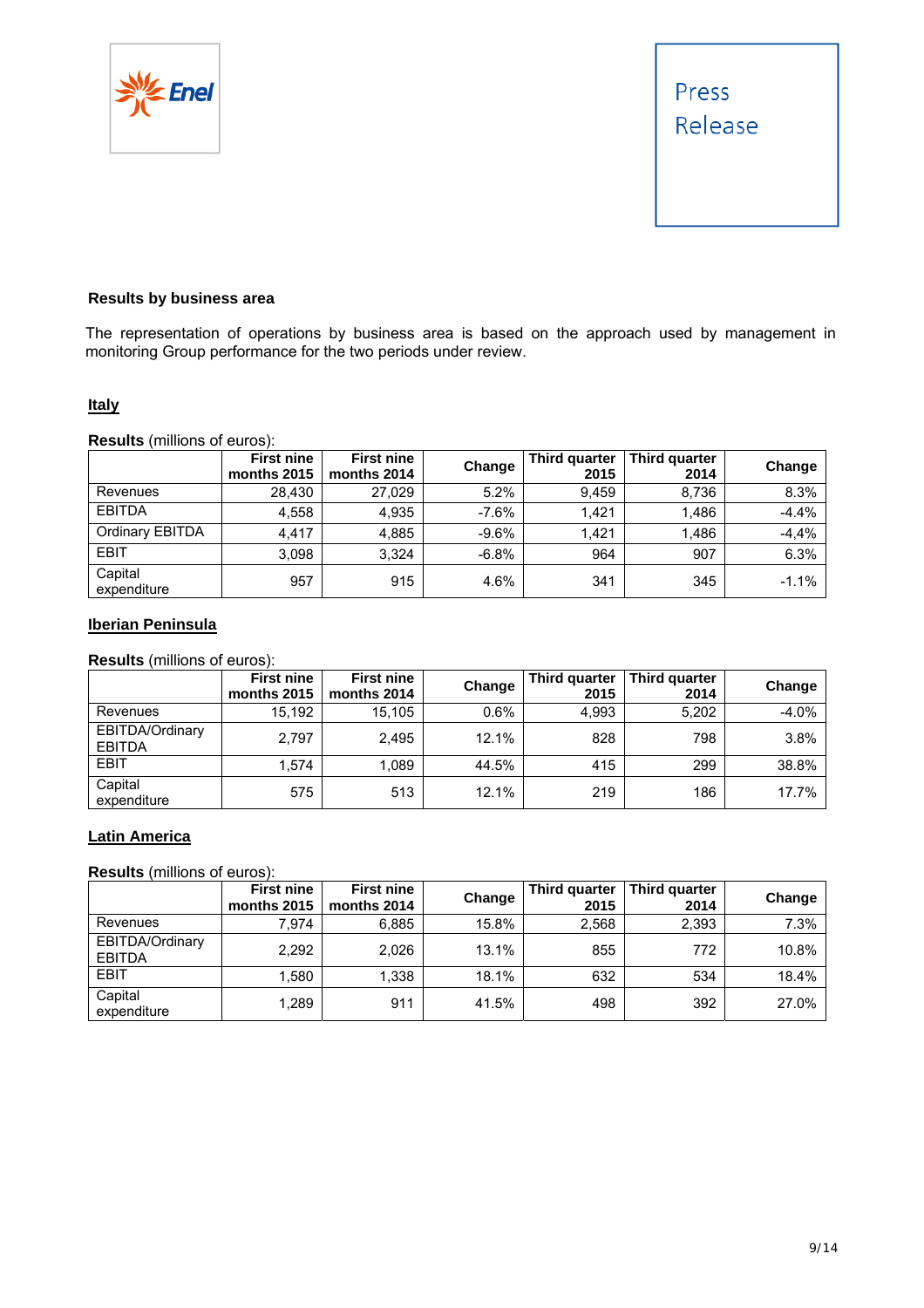### Results by business area

The representation of operations by business area is based on the approach used by management in monitoring Group performance for the two periods under review.

#### Italy

**Results** (millions of euros):

| | First nine months 2015 | First nine months 2014 | Change | Third quarter 2015 | Third quarter 2014 | Change |
|---|---|---|---|---|---|---|
| Revenues | 28,430 | 27,029 | 5.2% | 9,459 | 8,736 | 8.3% |
| EBITDA | 4,558 | 4,935 | -7.6% | 1,421 | 1,486 | -4.4% |
| Ordinary EBITDA | 4,417 | 4,885 | -9.6% | 1,421 | 1,486 | -4,4% |
| EBIT | 3,098 | 3,324 | -6.8% | 964 | 907 | 6.3% |
| Capital expenditure | 957 | 915 | 4.6% | 341 | 345 | -1.1% |

#### Iberian Peninsula

**Results** (millions of euros):

| | First nine months 2015 | First nine months 2014 | Change | Third quarter 2015 | Third quarter 2014 | Change |
|---|---|---|---|---|---|---|
| Revenues | 15,192 | 15,105 | 0.6% | 4,993 | 5,202 | -4.0% |
| EBITDA/Ordinary EBITDA | 2,797 | 2,495 | 12.1% | 828 | 798 | 3.8% |
| EBIT | 1,574 | 1,089 | 44.5% | 415 | 299 | 38.8% |
| Capital expenditure | 575 | 513 | 12.1% | 219 | 186 | 17.7% |

#### Latin America

**Results** (millions of euros):

| | First nine months 2015 | First nine months 2014 | Change | Third quarter 2015 | Third quarter 2014 | Change |
|---|---|---|---|---|---|---|
| Revenues | 7,974 | 6,885 | 15.8% | 2,568 | 2,393 | 7.3% |
| EBITDA/Ordinary EBITDA | 2,292 | 2,026 | 13.1% | 855 | 772 | 10.8% |
| EBIT | 1,580 | 1,338 | 18.1% | 632 | 534 | 18.4% |
| Capital expenditure | 1,289 | 911 | 41.5% | 498 | 392 | 27.0% |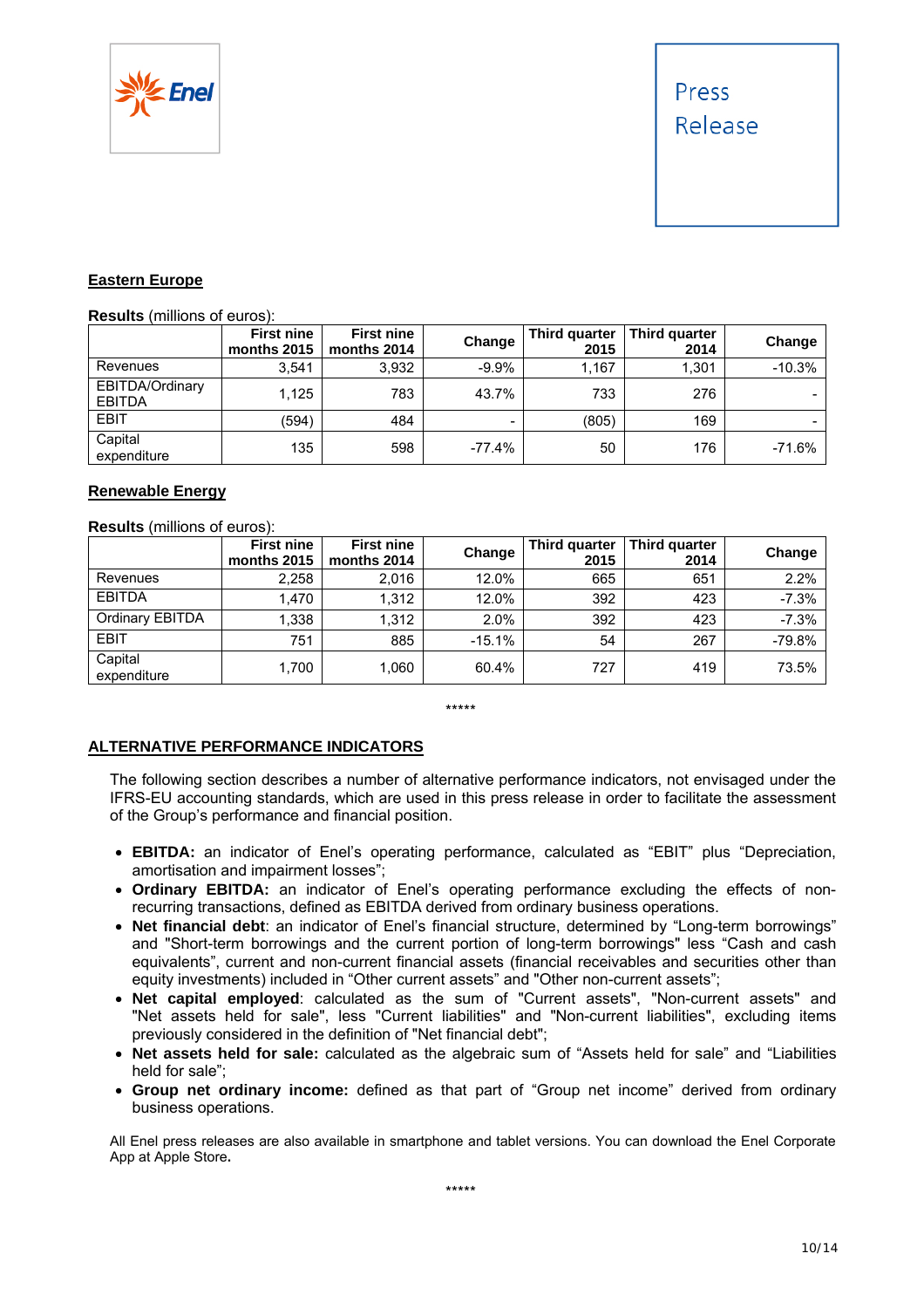## Eastern Europe

**Results** (millions of euros):

| | First nine months 2015 | First nine months 2014 | Change | Third quarter 2015 | Third quarter 2014 | Change |
|---|---|---|---|---|---|---|
| Revenues | 3,541 | 3,932 | -9.9% | 1,167 | 1,301 | -10.3% |
| EBITDA/Ordinary EBITDA | 1,125 | 783 | 43.7% | 733 | 276 | - |
| EBIT | (594) | 484 | - | (805) | 169 | - |
| Capital expenditure | 135 | 598 | -77.4% | 50 | 176 | -71.6% |

## Renewable Energy

**Results** (millions of euros):

| | First nine months 2015 | First nine months 2014 | Change | Third quarter 2015 | Third quarter 2014 | Change |
|---|---|---|---|---|---|---|
| Revenues | 2,258 | 2,016 | 12.0% | 665 | 651 | 2.2% |
| EBITDA | 1,470 | 1,312 | 12.0% | 392 | 423 | -7.3% |
| Ordinary EBITDA | 1,338 | 1,312 | 2.0% | 392 | 423 | -7.3% |
| EBIT | 751 | 885 | -15.1% | 54 | 267 | -79.8% |
| Capital expenditure | 1,700 | 1,060 | 60.4% | 727 | 419 | 73.5% |

*****

## ALTERNATIVE PERFORMANCE INDICATORS

The following section describes a number of alternative performance indicators, not envisaged under the IFRS-EU accounting standards, which are used in this press release in order to facilitate the assessment of the Group's performance and financial position.

- **EBITDA:** an indicator of Enel's operating performance, calculated as "EBIT" plus "Depreciation, amortisation and impairment losses";
- **Ordinary EBITDA:** an indicator of Enel's operating performance excluding the effects of non-recurring transactions, defined as EBITDA derived from ordinary business operations.
- **Net financial debt**: an indicator of Enel's financial structure, determined by "Long-term borrowings" and "Short-term borrowings and the current portion of long-term borrowings" less "Cash and cash equivalents", current and non-current financial assets (financial receivables and securities other than equity investments) included in "Other current assets" and "Other non-current assets";
- **Net capital employed**: calculated as the sum of "Current assets", "Non-current assets" and "Net assets held for sale", less "Current liabilities" and "Non-current liabilities", excluding items previously considered in the definition of "Net financial debt";
- **Net assets held for sale:** calculated as the algebraic sum of "Assets held for sale" and "Liabilities held for sale";
- **Group net ordinary income:** defined as that part of "Group net income" derived from ordinary business operations.

All Enel press releases are also available in smartphone and tablet versions. You can download the Enel Corporate App at Apple Store**.**

*****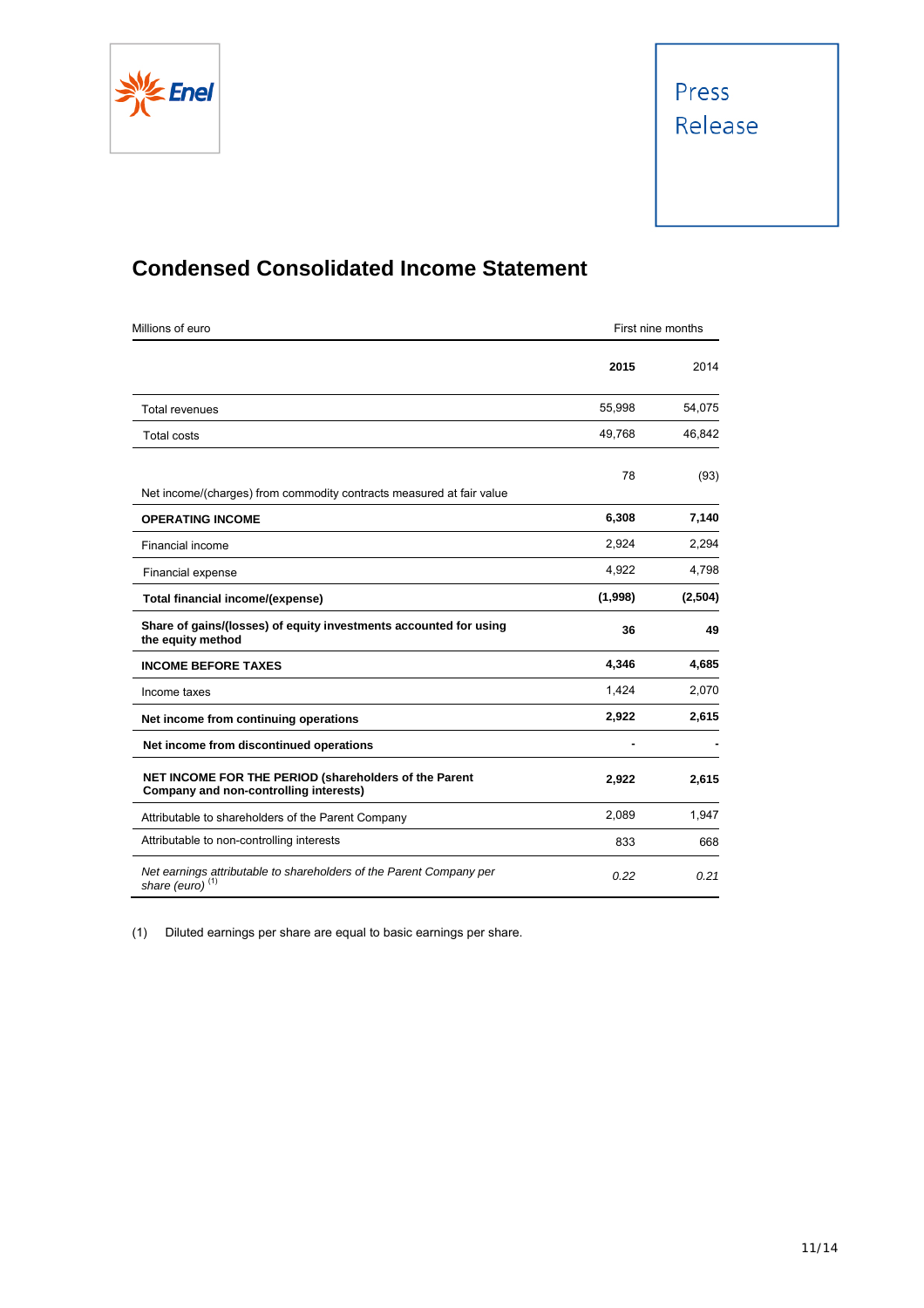## Condensed Consolidated Income Statement

| Millions of euro | First nine months | |
|---|---|---|
| | **2015** | 2014 |
| Total revenues | 55,998 | 54,075 |
| Total costs | 49,768 | 46,842 |
| Net income/(charges) from commodity contracts measured at fair value | 78 | (93) |
| **OPERATING INCOME** | **6,308** | **7,140** |
| Financial income | 2,924 | 2,294 |
| Financial expense | 4,922 | 4,798 |
| **Total financial income/(expense)** | **(1,998)** | **(2,504)** |
| **Share of gains/(losses) of equity investments accounted for using the equity method** | **36** | **49** |
| **INCOME BEFORE TAXES** | **4,346** | **4,685** |
| Income taxes | 1,424 | 2,070 |
| **Net income from continuing operations** | **2,922** | **2,615** |
| **Net income from discontinued operations** | **-** | **-** |
| **NET INCOME FOR THE PERIOD (shareholders of the Parent Company and non-controlling interests)** | **2,922** | **2,615** |
| Attributable to shareholders of the Parent Company | 2,089 | 1,947 |
| Attributable to non-controlling interests | 833 | 668 |
| *Net earnings attributable to shareholders of the Parent Company per share (euro)* [1] | *0.22* | *0.21* |

(1) Diluted earnings per share are equal to basic earnings per share.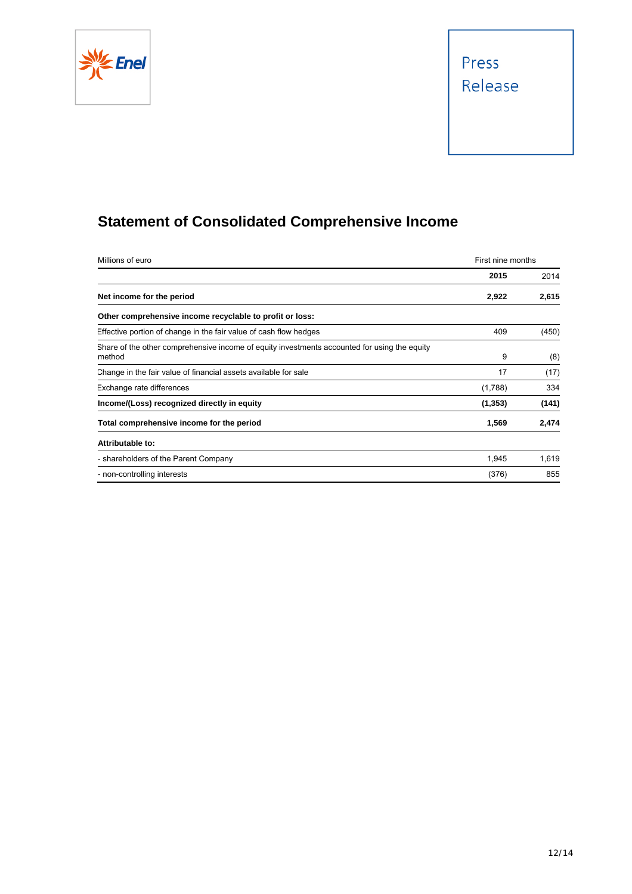Press Release

# Statement of Consolidated Comprehensive Income

| Millions of euro | First nine months | |
|---|---|---|
| | **2015** | 2014 |
| **Net income for the period** | **2,922** | **2,615** |
| **Other comprehensive income recyclable to profit or loss:** | | |
| Effective portion of change in the fair value of cash flow hedges | 409 | (450) |
| Share of the other comprehensive income of equity investments accounted for using the equity method | 9 | (8) |
| Change in the fair value of financial assets available for sale | 17 | (17) |
| Exchange rate differences | (1,788) | 334 |
| **Income/(Loss) recognized directly in equity** | **(1,353)** | **(141)** |
| **Total comprehensive income for the period** | **1,569** | **2,474** |
| **Attributable to:** | | |
| - shareholders of the Parent Company | 1,945 | 1,619 |
| - non-controlling interests | (376) | 855 |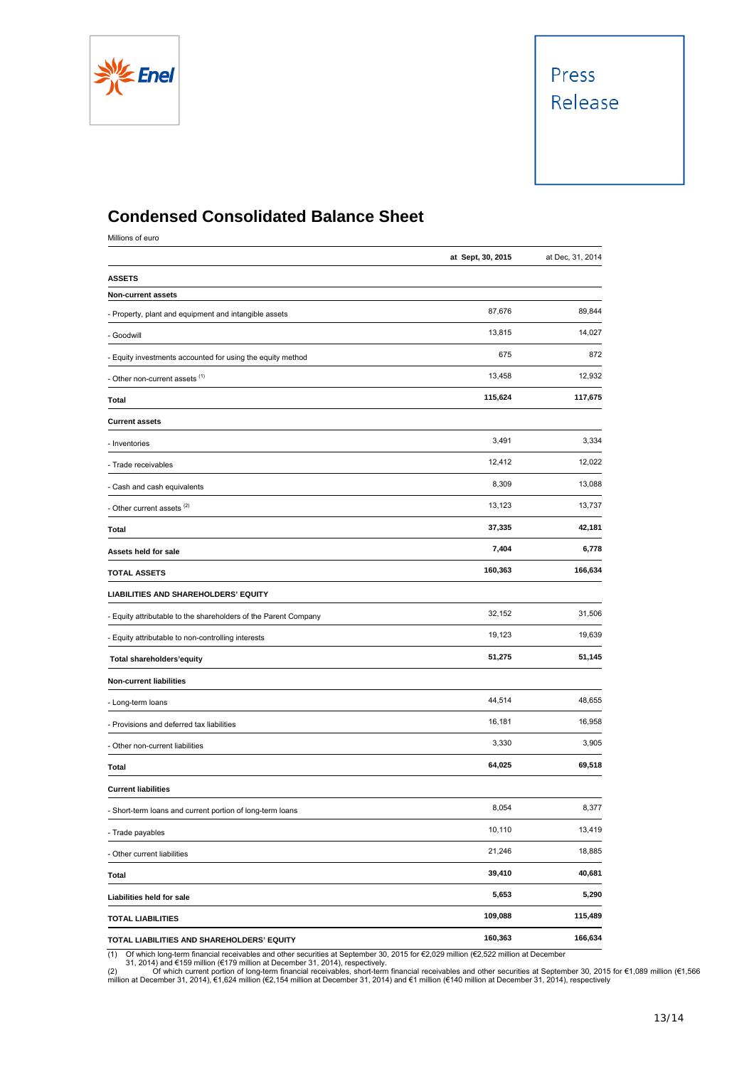## Condensed Consolidated Balance Sheet

Millions of euro

| | at Sept, 30, 2015 | at Dec, 31, 2014 |
|---|---|---|
| **ASSETS** | | |
| **Non-current assets** | | |
| - Property, plant and equipment and intangible assets | 87,676 | 89,844 |
| - Goodwill | 13,815 | 14,027 |
| - Equity investments accounted for using the equity method | 675 | 872 |
| - Other non-current assets [(1)] | 13,458 | 12,932 |
| **Total** | **115,624** | **117,675** |
| **Current assets** | | |
| - Inventories | 3,491 | 3,334 |
| - Trade receivables | 12,412 | 12,022 |
| - Cash and cash equivalents | 8,309 | 13,088 |
| - Other current assets [(2)] | 13,123 | 13,737 |
| **Total** | **37,335** | **42,181** |
| **Assets held for sale** | **7,404** | **6,778** |
| **TOTAL ASSETS** | **160,363** | **166,634** |
| **LIABILITIES AND SHAREHOLDERS' EQUITY** | | |
| - Equity attributable to the shareholders of the Parent Company | 32,152 | 31,506 |
| - Equity attributable to non-controlling interests | 19,123 | 19,639 |
| **Total shareholders'equity** | **51,275** | **51,145** |
| **Non-current liabilities** | | |
| - Long-term loans | 44,514 | 48,655 |
| - Provisions and deferred tax liabilities | 16,181 | 16,958 |
| - Other non-current liabilities | 3,330 | 3,905 |
| **Total** | **64,025** | **69,518** |
| **Current liabilities** | | |
| - Short-term loans and current portion of long-term loans | 8,054 | 8,377 |
| - Trade payables | 10,110 | 13,419 |
| - Other current liabilities | 21,246 | 18,885 |
| **Total** | **39,410** | **40,681** |
| **Liabilities held for sale** | **5,653** | **5,290** |
| **TOTAL LIABILITIES** | **109,088** | **115,489** |
| **TOTAL LIABILITIES AND SHAREHOLDERS' EQUITY** | **160,363** | **166,634** |

(1) Of which long-term financial receivables and other securities at September 30, 2015 for €2,029 million (€2,522 million at December 31, 2014) and €159 million (€179 million at December 31, 2014), respectively.

(2) Of which current portion of long-term financial receivables, short-term financial receivables and other securities at September 30, 2015 for €1,089 million (€1,566 million at December 31, 2014), €1,624 million (€2,154 million at December 31, 2014) and €1 million (€140 million at December 31, 2014), respectively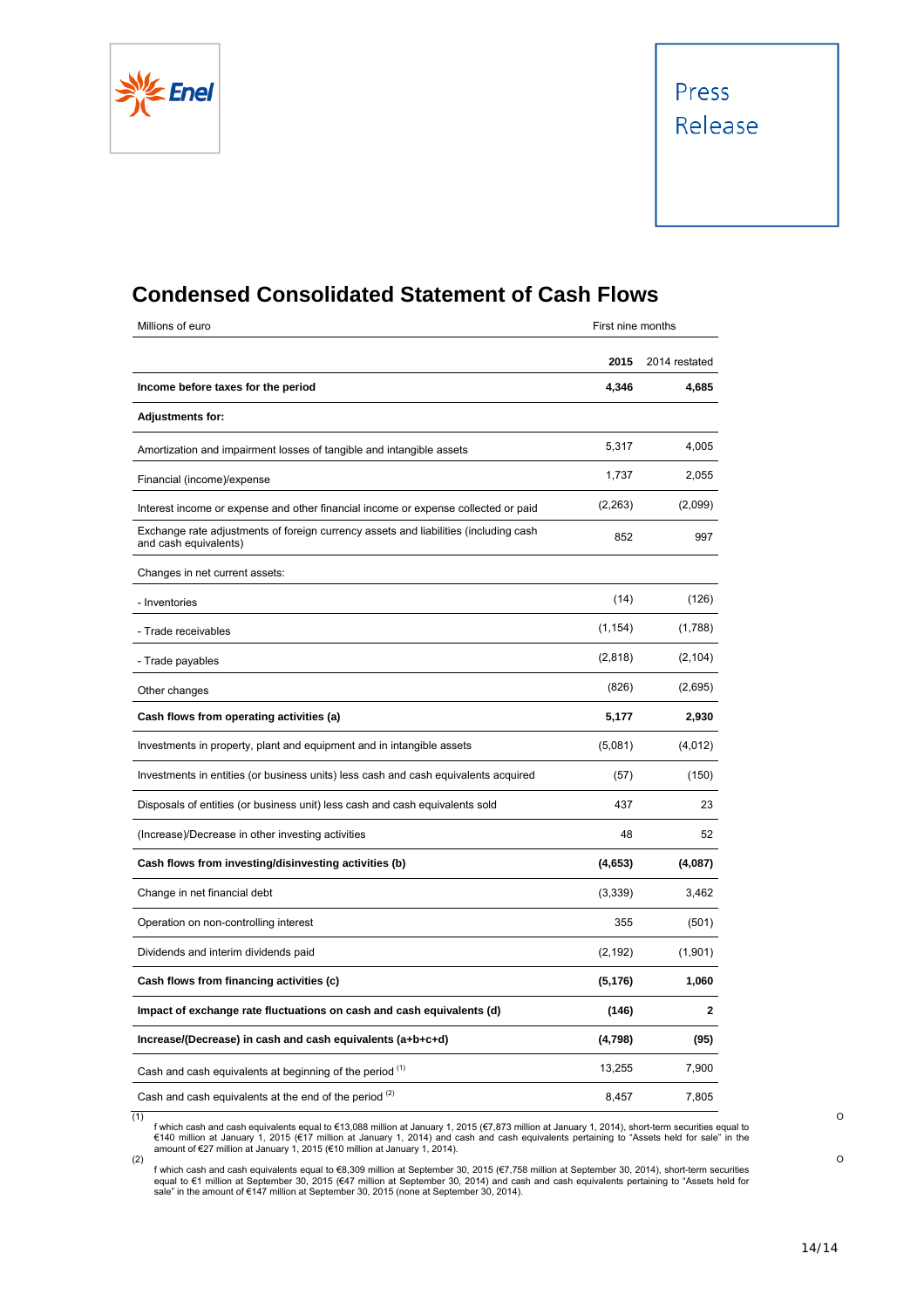# Condensed Consolidated Statement of Cash Flows

| Millions of euro | First nine months | |
|---|---|---|
| | **2015** | 2014 restated |
| **Income before taxes for the period** | **4,346** | **4,685** |
| **Adjustments for:** | | |
| Amortization and impairment losses of tangible and intangible assets | 5,317 | 4,005 |
| Financial (income)/expense | 1,737 | 2,055 |
| Interest income or expense and other financial income or expense collected or paid | (2,263) | (2,099) |
| Exchange rate adjustments of foreign currency assets and liabilities (including cash and cash equivalents) | 852 | 997 |
| Changes in net current assets: | | |
| - Inventories | (14) | (126) |
| - Trade receivables | (1,154) | (1,788) |
| - Trade payables | (2,818) | (2,104) |
| Other changes | (826) | (2,695) |
| **Cash flows from operating activities (a)** | **5,177** | **2,930** |
| Investments in property, plant and equipment and in intangible assets | (5,081) | (4,012) |
| Investments in entities (or business units) less cash and cash equivalents acquired | (57) | (150) |
| Disposals of entities (or business unit) less cash and cash equivalents sold | 437 | 23 |
| (Increase)/Decrease in other investing activities | 48 | 52 |
| **Cash flows from investing/disinvesting activities (b)** | **(4,653)** | **(4,087)** |
| Change in net financial debt | (3,339) | 3,462 |
| Operation on non-controlling interest | 355 | (501) |
| Dividends and interim dividends paid | (2,192) | (1,901) |
| **Cash flows from financing activities (c)** | **(5,176)** | **1,060** |
| **Impact of exchange rate fluctuations on cash and cash equivalents (d)** | **(146)** | **2** |
| **Increase/(Decrease) in cash and cash equivalents (a+b+c+d)** | **(4,798)** | **(95)** |
| Cash and cash equivalents at beginning of the period [1] | 13,255 | 7,900 |
| Cash and cash equivalents at the end of the period [2] | 8,457 | 7,805 |

(1) f which cash and cash equivalents equal to €13,088 million at January 1, 2015 (€7,873 million at January 1, 2014), short-term securities equal to €140 million at January 1, 2015 (€17 million at January 1, 2014) and cash and cash equivalents pertaining to "Assets held for sale" in the amount of €27 million at January 1, 2015 (€10 million at January 1, 2014).

(2) f which cash and cash equivalents equal to €8,309 million at September 30, 2015 (€7,758 million at September 30, 2014), short-term securities equal to €1 million at September 30, 2015 (€47 million at September 30, 2014) and cash and cash equivalents pertaining to "Assets held for sale" in the amount of €147 million at September 30, 2015 (none at September 30, 2014).